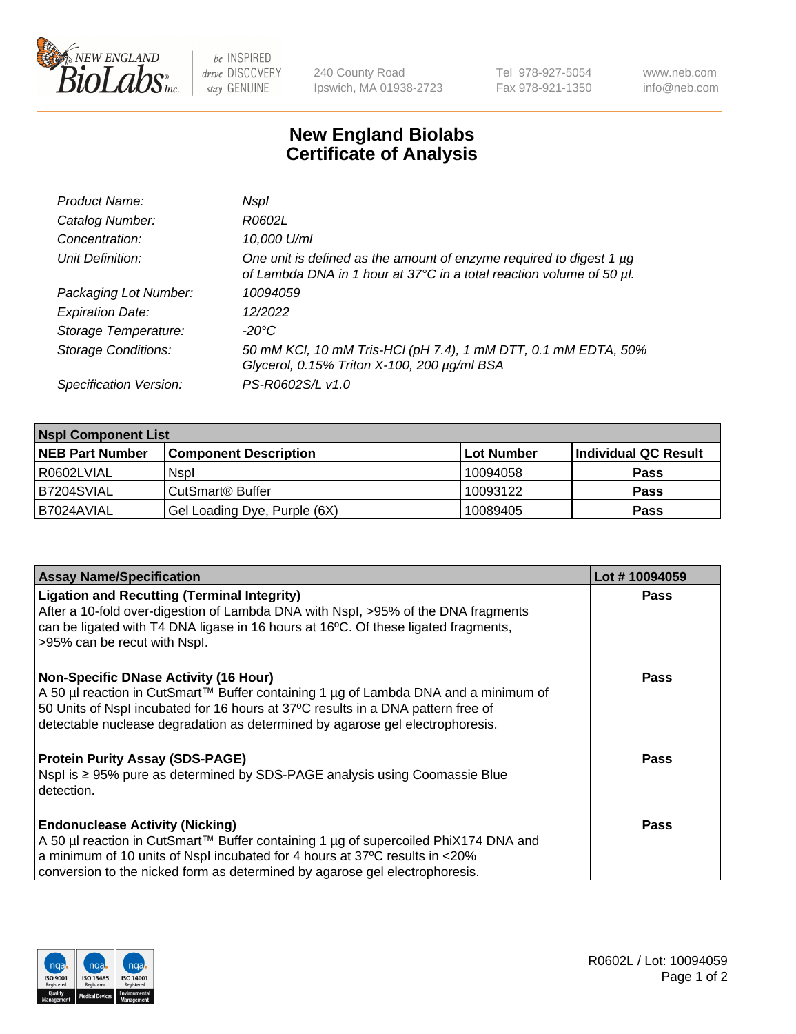New England BioLabs Inc. — be INSPIRED drive DISCOVERY stay GENUINE

240 County Road
Ipswich, MA 01938-2723

Tel 978-927-5054
Fax 978-921-1350

www.neb.com
info@neb.com

# New England Biolabs
# Certificate of Analysis

| | |
|---|---|
| *Product Name:* | *NspI* |
| *Catalog Number:* | *R0602L* |
| *Concentration:* | *10,000 U/ml* |
| *Unit Definition:* | *One unit is defined as the amount of enzyme required to digest 1 µg of Lambda DNA in 1 hour at 37°C in a total reaction volume of 50 µl.* |
| *Packaging Lot Number:* | *10094059* |
| *Expiration Date:* | *12/2022* |
| *Storage Temperature:* | *-20°C* |
| *Storage Conditions:* | *50 mM KCl, 10 mM Tris-HCl (pH 7.4), 1 mM DTT, 0.1 mM EDTA, 50% Glycerol, 0.15% Triton X-100, 200 µg/ml BSA* |
| *Specification Version:* | *PS-R0602S/L v1.0* |

| **NspI Component List** | | | |
|---|---|---|---|
| **NEB Part Number** | **Component Description** | **Lot Number** | **Individual QC Result** |
| R0602LVIAL | NspI | 10094058 | **Pass** |
| B7204SVIAL | CutSmart® Buffer | 10093122 | **Pass** |
| B7024AVIAL | Gel Loading Dye, Purple (6X) | 10089405 | **Pass** |

| **Assay Name/Specification** | **Lot # 10094059** |
|---|---|
| **Ligation and Recutting (Terminal Integrity)** After a 10-fold over-digestion of Lambda DNA with NspI, >95% of the DNA fragments can be ligated with T4 DNA ligase in 16 hours at 16ºC. Of these ligated fragments, >95% can be recut with NspI. | **Pass** |
| **Non-Specific DNase Activity (16 Hour)** A 50 µl reaction in CutSmart™ Buffer containing 1 µg of Lambda DNA and a minimum of 50 Units of NspI incubated for 16 hours at 37ºC results in a DNA pattern free of detectable nuclease degradation as determined by agarose gel electrophoresis. | **Pass** |
| **Protein Purity Assay (SDS-PAGE)** NspI is ≥ 95% pure as determined by SDS-PAGE analysis using Coomassie Blue detection. | **Pass** |
| **Endonuclease Activity (Nicking)** A 50 µl reaction in CutSmart™ Buffer containing 1 µg of supercoiled PhiX174 DNA and a minimum of 10 units of NspI incubated for 4 hours at 37ºC results in <20% conversion to the nicked form as determined by agarose gel electrophoresis. | **Pass** |

R0602L / Lot: 10094059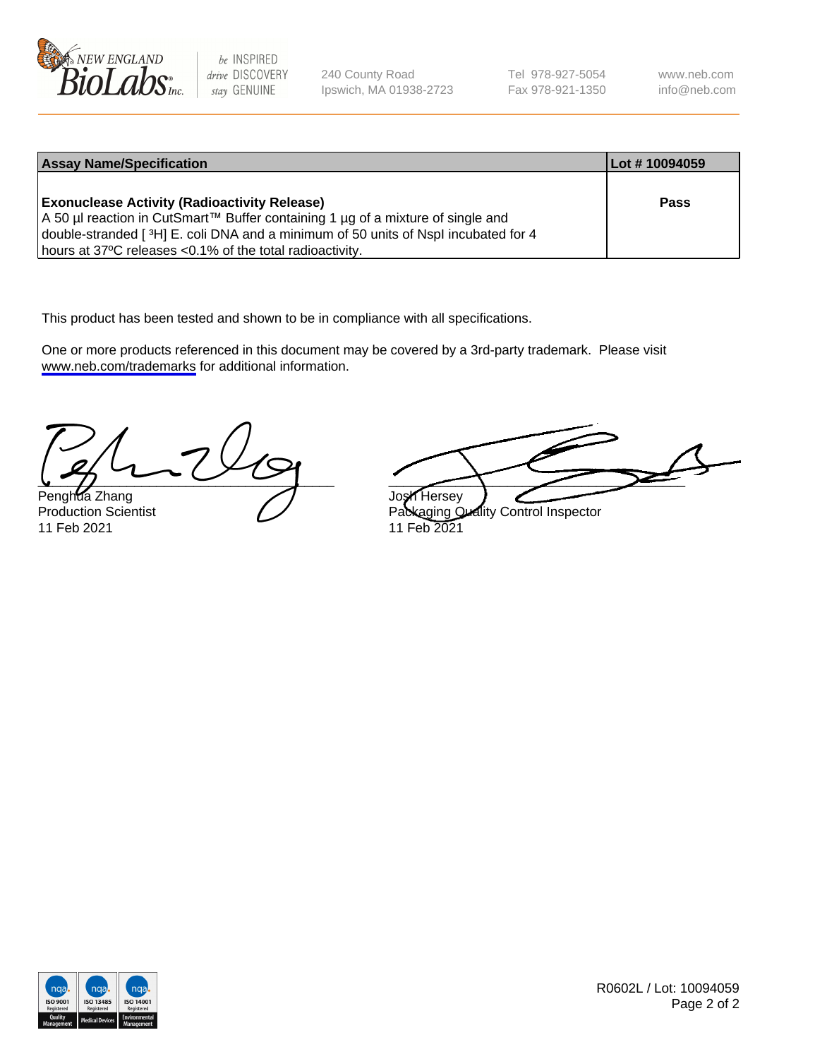| Assay Name/Specification | Lot # 10094059 |
| --- | --- |
| **Exonuclease Activity (Radioactivity Release)**<br>A 50 µl reaction in CutSmart™ Buffer containing 1 µg of a mixture of single and double-stranded [ $^3$H] E. coli DNA and a minimum of 50 units of NspI incubated for 4 hours at 37ºC releases <0.1% of the total radioactivity. | **Pass** |

This product has been tested and shown to be in compliance with all specifications.

One or more products referenced in this document may be covered by a 3rd-party trademark. Please visit www.neb.com/trademarks for additional information.

Penghua Zhang
Production Scientist
11 Feb 2021

Josh Hersey
Packaging Quality Control Inspector
11 Feb 2021

R0602L / Lot: 10094059